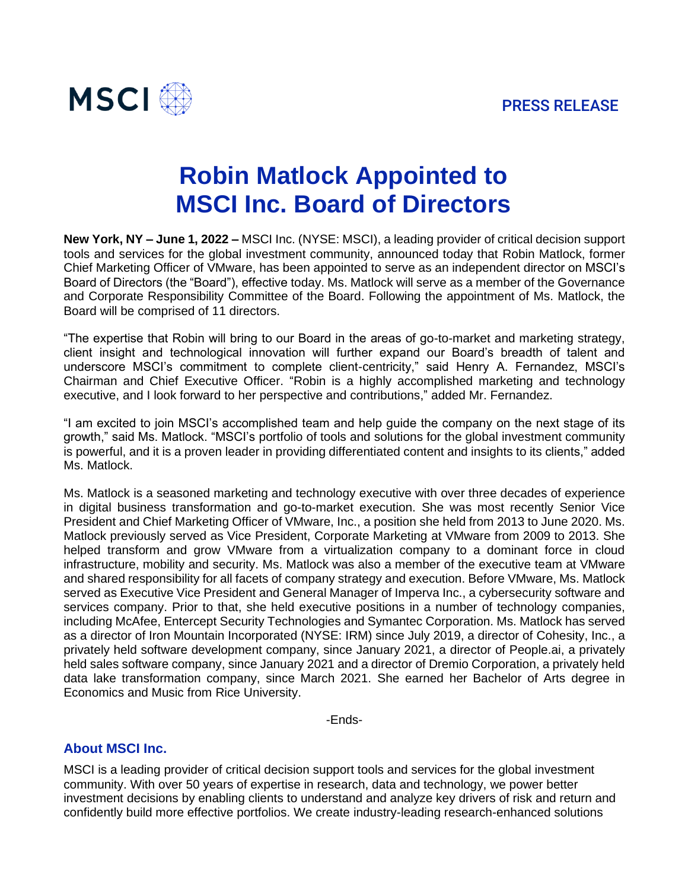MSCI

PRESS RELEASE

# Robin Matlock Appointed to MSCI Inc. Board of Directors

**New York, NY – June 1, 2022 –** MSCI Inc. (NYSE: MSCI), a leading provider of critical decision support tools and services for the global investment community, announced today that Robin Matlock, former Chief Marketing Officer of VMware, has been appointed to serve as an independent director on MSCI's Board of Directors (the "Board"), effective today. Ms. Matlock will serve as a member of the Governance and Corporate Responsibility Committee of the Board. Following the appointment of Ms. Matlock, the Board will be comprised of 11 directors.

"The expertise that Robin will bring to our Board in the areas of go-to-market and marketing strategy, client insight and technological innovation will further expand our Board's breadth of talent and underscore MSCI's commitment to complete client-centricity," said Henry A. Fernandez, MSCI's Chairman and Chief Executive Officer. "Robin is a highly accomplished marketing and technology executive, and I look forward to her perspective and contributions," added Mr. Fernandez.

"I am excited to join MSCI's accomplished team and help guide the company on the next stage of its growth," said Ms. Matlock. "MSCI's portfolio of tools and solutions for the global investment community is powerful, and it is a proven leader in providing differentiated content and insights to its clients," added Ms. Matlock.

Ms. Matlock is a seasoned marketing and technology executive with over three decades of experience in digital business transformation and go-to-market execution. She was most recently Senior Vice President and Chief Marketing Officer of VMware, Inc., a position she held from 2013 to June 2020. Ms. Matlock previously served as Vice President, Corporate Marketing at VMware from 2009 to 2013. She helped transform and grow VMware from a virtualization company to a dominant force in cloud infrastructure, mobility and security. Ms. Matlock was also a member of the executive team at VMware and shared responsibility for all facets of company strategy and execution. Before VMware, Ms. Matlock served as Executive Vice President and General Manager of Imperva Inc., a cybersecurity software and services company. Prior to that, she held executive positions in a number of technology companies, including McAfee, Entercept Security Technologies and Symantec Corporation. Ms. Matlock has served as a director of Iron Mountain Incorporated (NYSE: IRM) since July 2019, a director of Cohesity, Inc., a privately held software development company, since January 2021, a director of People.ai, a privately held sales software company, since January 2021 and a director of Dremio Corporation, a privately held data lake transformation company, since March 2021. She earned her Bachelor of Arts degree in Economics and Music from Rice University.

-Ends-

## About MSCI Inc.

MSCI is a leading provider of critical decision support tools and services for the global investment community. With over 50 years of expertise in research, data and technology, we power better investment decisions by enabling clients to understand and analyze key drivers of risk and return and confidently build more effective portfolios. We create industry-leading research-enhanced solutions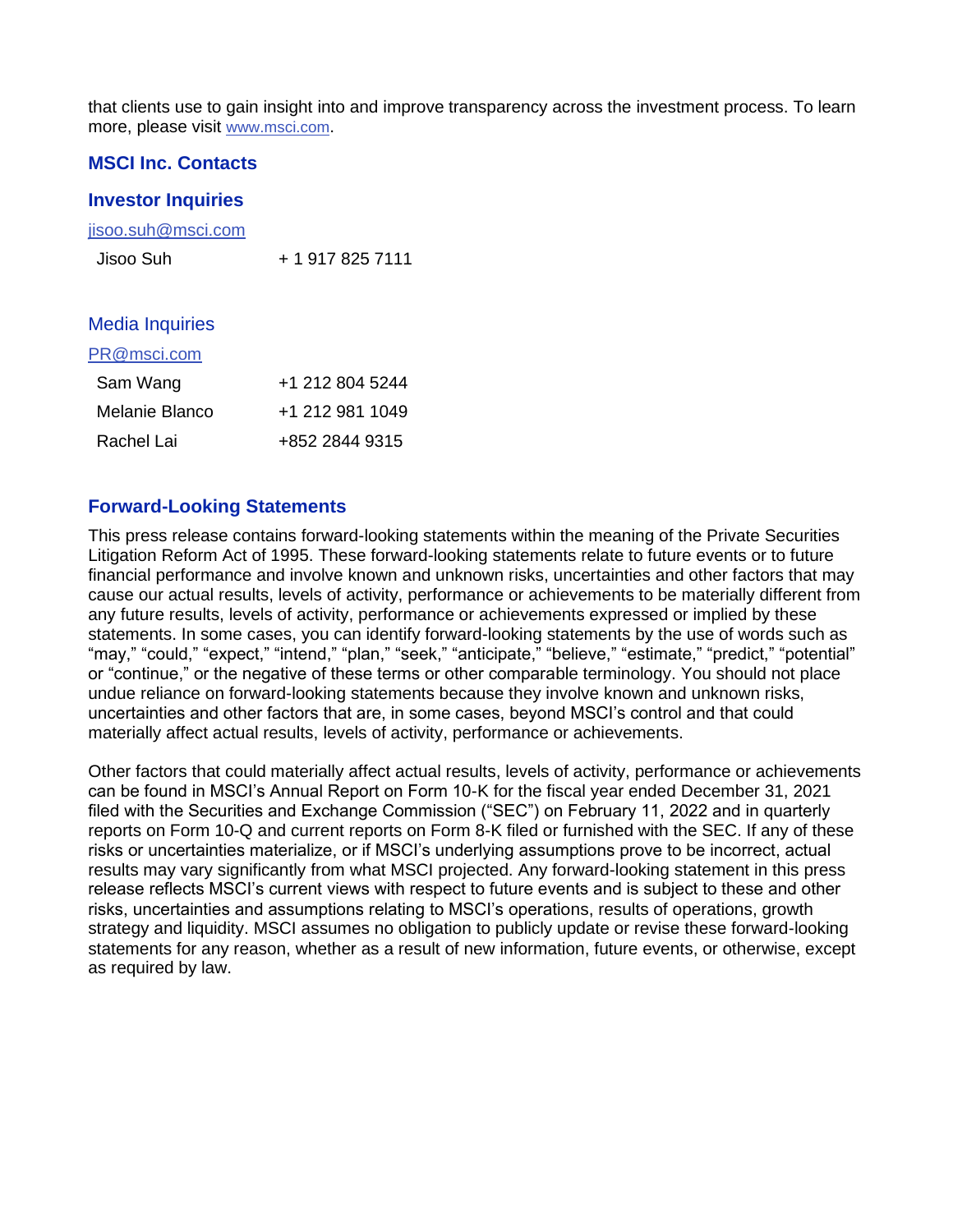that clients use to gain insight into and improve transparency across the investment process. To learn more, please visit www.msci.com.

## MSCI Inc. Contacts

### Investor Inquiries

jisoo.suh@msci.com

| | |
|---|---|
| Jisoo Suh | + 1 917 825 7111 |

### Media Inquiries

PR@msci.com

| | |
|---|---|
| Sam Wang | +1 212 804 5244 |
| Melanie Blanco | +1 212 981 1049 |
| Rachel Lai | +852 2844 9315 |

## Forward-Looking Statements

This press release contains forward-looking statements within the meaning of the Private Securities Litigation Reform Act of 1995. These forward-looking statements relate to future events or to future financial performance and involve known and unknown risks, uncertainties and other factors that may cause our actual results, levels of activity, performance or achievements to be materially different from any future results, levels of activity, performance or achievements expressed or implied by these statements. In some cases, you can identify forward-looking statements by the use of words such as "may," "could," "expect," "intend," "plan," "seek," "anticipate," "believe," "estimate," "predict," "potential" or "continue," or the negative of these terms or other comparable terminology. You should not place undue reliance on forward-looking statements because they involve known and unknown risks, uncertainties and other factors that are, in some cases, beyond MSCI's control and that could materially affect actual results, levels of activity, performance or achievements.

Other factors that could materially affect actual results, levels of activity, performance or achievements can be found in MSCI's Annual Report on Form 10-K for the fiscal year ended December 31, 2021 filed with the Securities and Exchange Commission ("SEC") on February 11, 2022 and in quarterly reports on Form 10-Q and current reports on Form 8-K filed or furnished with the SEC. If any of these risks or uncertainties materialize, or if MSCI's underlying assumptions prove to be incorrect, actual results may vary significantly from what MSCI projected. Any forward-looking statement in this press release reflects MSCI's current views with respect to future events and is subject to these and other risks, uncertainties and assumptions relating to MSCI's operations, results of operations, growth strategy and liquidity. MSCI assumes no obligation to publicly update or revise these forward-looking statements for any reason, whether as a result of new information, future events, or otherwise, except as required by law.